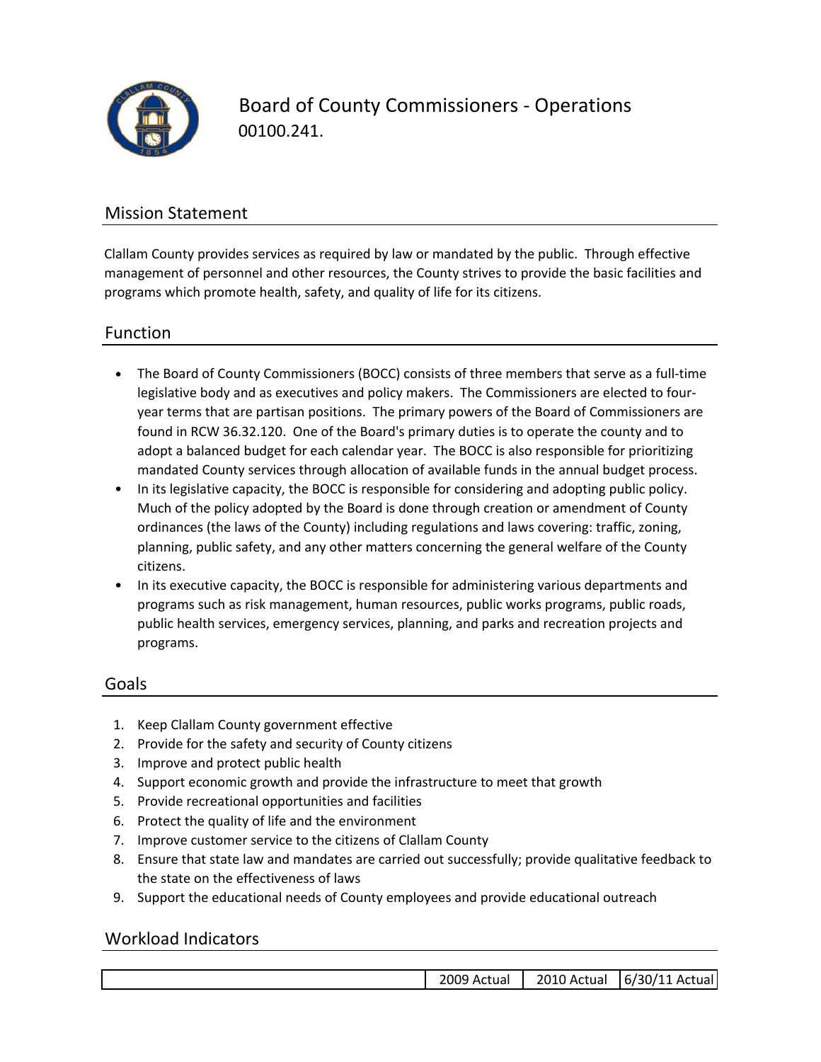# Board of County Commissioners - Operations

00100.241.

## Mission Statement

Clallam County provides services as required by law or mandated by the public. Through effective management of personnel and other resources, the County strives to provide the basic facilities and programs which promote health, safety, and quality of life for its citizens.

## Function

- The Board of County Commissioners (BOCC) consists of three members that serve as a full-time legislative body and as executives and policy makers. The Commissioners are elected to four-year terms that are partisan positions. The primary powers of the Board of Commissioners are found in RCW 36.32.120. One of the Board's primary duties is to operate the county and to adopt a balanced budget for each calendar year. The BOCC is also responsible for prioritizing mandated County services through allocation of available funds in the annual budget process.
- In its legislative capacity, the BOCC is responsible for considering and adopting public policy. Much of the policy adopted by the Board is done through creation or amendment of County ordinances (the laws of the County) including regulations and laws covering: traffic, zoning, planning, public safety, and any other matters concerning the general welfare of the County citizens.
- In its executive capacity, the BOCC is responsible for administering various departments and programs such as risk management, human resources, public works programs, public roads, public health services, emergency services, planning, and parks and recreation projects and programs.

## Goals

1. Keep Clallam County government effective
2. Provide for the safety and security of County citizens
3. Improve and protect public health
4. Support economic growth and provide the infrastructure to meet that growth
5. Provide recreational opportunities and facilities
6. Protect the quality of life and the environment
7. Improve customer service to the citizens of Clallam County
8. Ensure that state law and mandates are carried out successfully; provide qualitative feedback to the state on the effectiveness of laws
9. Support the educational needs of County employees and provide educational outreach

## Workload Indicators

| | 2009 Actual | 2010 Actual | 6/30/11 Actual |
|---|---|---|---|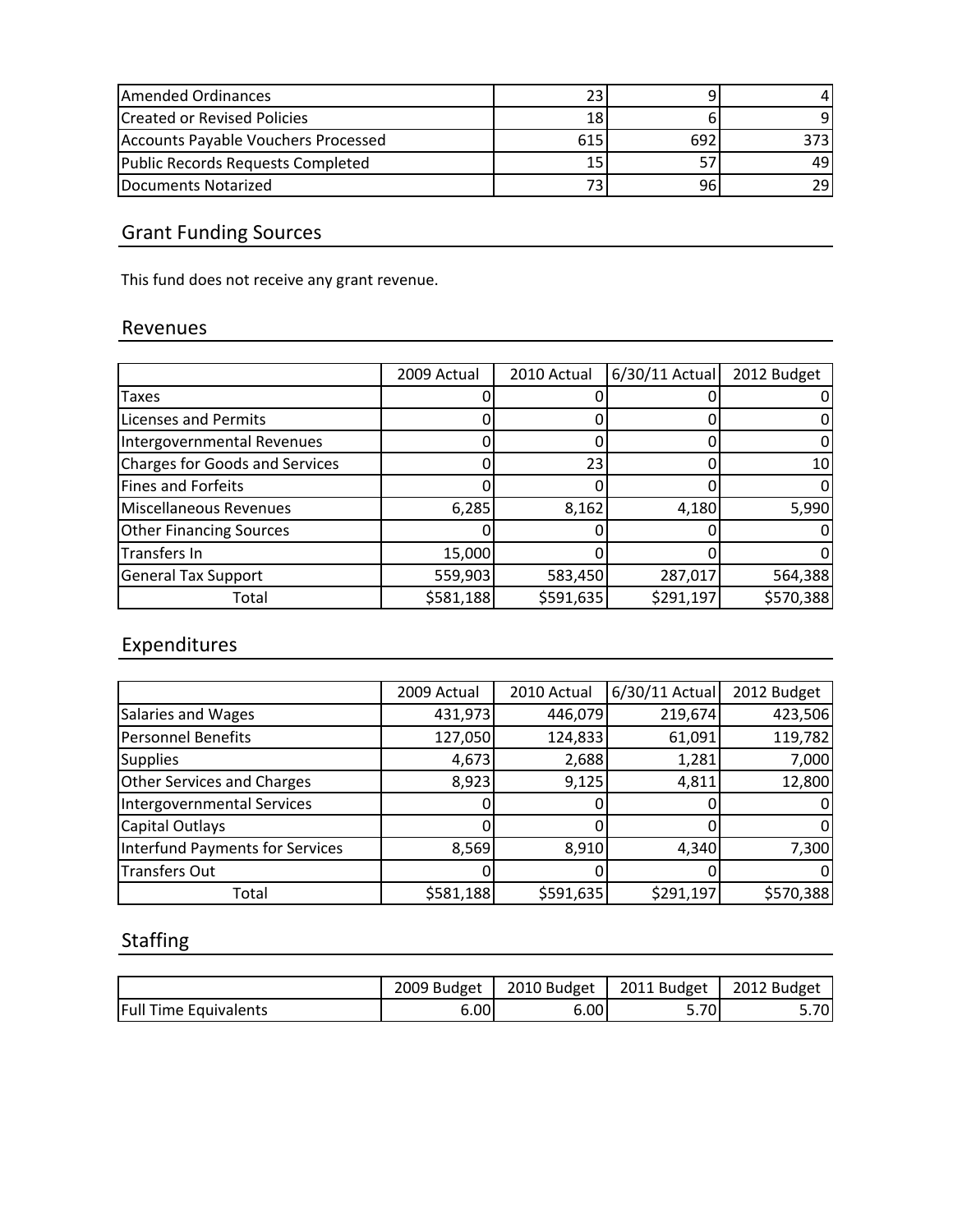| | | | |
|---|---|---|---|
| Amended Ordinances | 23 | 9 | 4 |
| Created or Revised Policies | 18 | 6 | 9 |
| Accounts Payable Vouchers Processed | 615 | 692 | 373 |
| Public Records Requests Completed | 15 | 57 | 49 |
| Documents Notarized | 73 | 96 | 29 |

## Grant Funding Sources

This fund does not receive any grant revenue.

## Revenues

| | 2009 Actual | 2010 Actual | 6/30/11 Actual | 2012 Budget |
|---|---|---|---|---|
| Taxes | 0 | 0 | 0 | 0 |
| Licenses and Permits | 0 | 0 | 0 | 0 |
| Intergovernmental Revenues | 0 | 0 | 0 | 0 |
| Charges for Goods and Services | 0 | 23 | 0 | 10 |
| Fines and Forfeits | 0 | 0 | 0 | 0 |
| Miscellaneous Revenues | 6,285 | 8,162 | 4,180 | 5,990 |
| Other Financing Sources | 0 | 0 | 0 | 0 |
| Transfers In | 15,000 | 0 | 0 | 0 |
| General Tax Support | 559,903 | 583,450 | 287,017 | 564,388 |
| Total | $581,188 | $591,635 | $291,197 | $570,388 |

## Expenditures

| | 2009 Actual | 2010 Actual | 6/30/11 Actual | 2012 Budget |
|---|---|---|---|---|
| Salaries and Wages | 431,973 | 446,079 | 219,674 | 423,506 |
| Personnel Benefits | 127,050 | 124,833 | 61,091 | 119,782 |
| Supplies | 4,673 | 2,688 | 1,281 | 7,000 |
| Other Services and Charges | 8,923 | 9,125 | 4,811 | 12,800 |
| Intergovernmental Services | 0 | 0 | 0 | 0 |
| Capital Outlays | 0 | 0 | 0 | 0 |
| Interfund Payments for Services | 8,569 | 8,910 | 4,340 | 7,300 |
| Transfers Out | 0 | 0 | 0 | 0 |
| Total | $581,188 | $591,635 | $291,197 | $570,388 |

## Staffing

| | 2009 Budget | 2010 Budget | 2011 Budget | 2012 Budget |
|---|---|---|---|---|
| Full Time Equivalents | 6.00 | 6.00 | 5.70 | 5.70 |